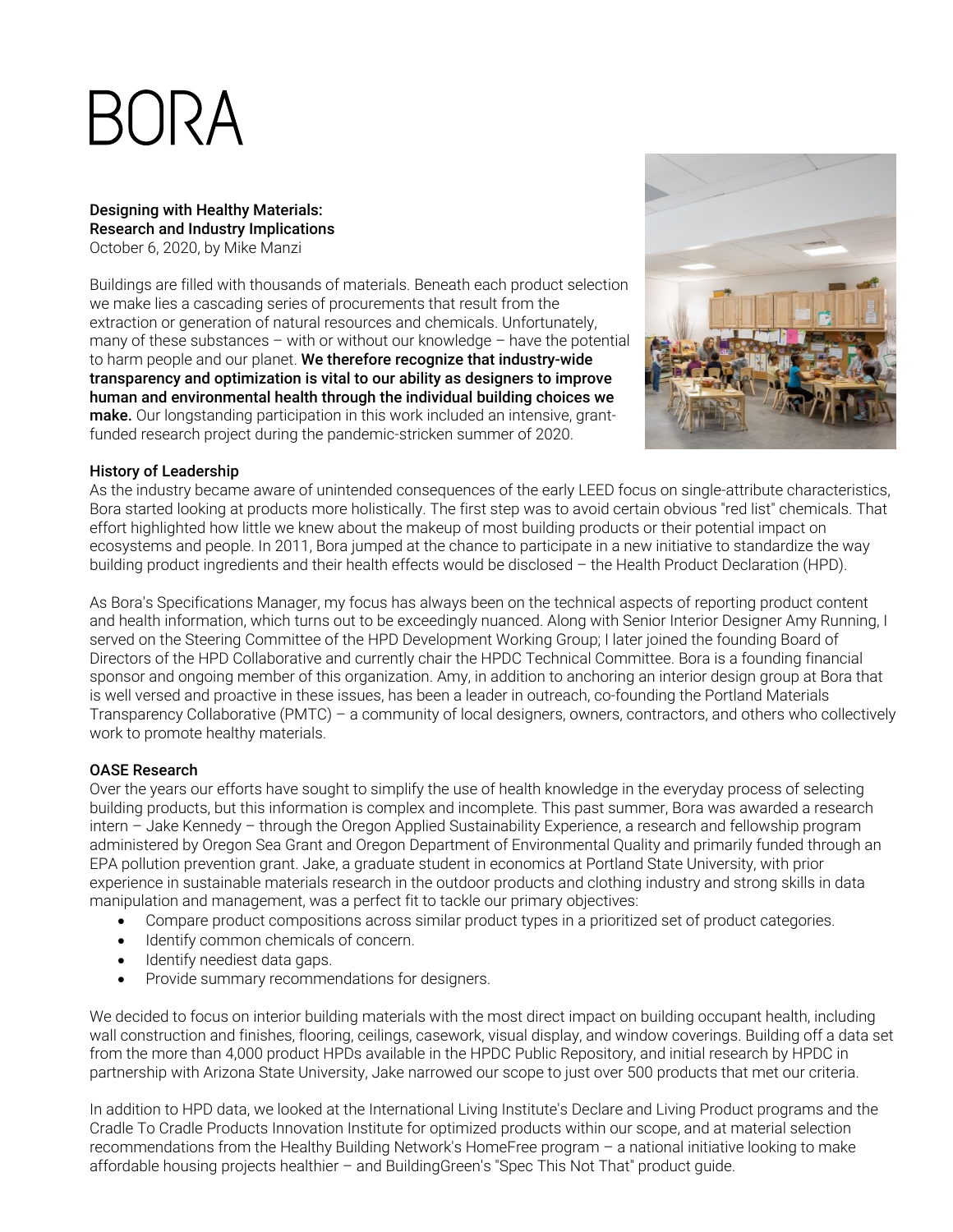# BORA

**Designing with Healthy Materials: Research and Industry Implications**
October 6, 2020, by Mike Manzi

Buildings are filled with thousands of materials. Beneath each product selection we make lies a cascading series of procurements that result from the extraction or generation of natural resources and chemicals. Unfortunately, many of these substances – with or without our knowledge – have the potential to harm people and our planet. **We therefore recognize that industry-wide transparency and optimization is vital to our ability as designers to improve human and environmental health through the individual building choices we make.** Our longstanding participation in this work included an intensive, grant-funded research project during the pandemic-stricken summer of 2020.

## History of Leadership

As the industry became aware of unintended consequences of the early LEED focus on single-attribute characteristics, Bora started looking at products more holistically. The first step was to avoid certain obvious "red list" chemicals. That effort highlighted how little we knew about the makeup of most building products or their potential impact on ecosystems and people. In 2011, Bora jumped at the chance to participate in a new initiative to standardize the way building product ingredients and their health effects would be disclosed – the Health Product Declaration (HPD).

As Bora's Specifications Manager, my focus has always been on the technical aspects of reporting product content and health information, which turns out to be exceedingly nuanced. Along with Senior Interior Designer Amy Running, I served on the Steering Committee of the HPD Development Working Group; I later joined the founding Board of Directors of the HPD Collaborative and currently chair the HPDC Technical Committee. Bora is a founding financial sponsor and ongoing member of this organization. Amy, in addition to anchoring an interior design group at Bora that is well versed and proactive in these issues, has been a leader in outreach, co-founding the Portland Materials Transparency Collaborative (PMTC) – a community of local designers, owners, contractors, and others who collectively work to promote healthy materials.

## OASE Research

Over the years our efforts have sought to simplify the use of health knowledge in the everyday process of selecting building products, but this information is complex and incomplete. This past summer, Bora was awarded a research intern – Jake Kennedy – through the Oregon Applied Sustainability Experience, a research and fellowship program administered by Oregon Sea Grant and Oregon Department of Environmental Quality and primarily funded through an EPA pollution prevention grant. Jake, a graduate student in economics at Portland State University, with prior experience in sustainable materials research in the outdoor products and clothing industry and strong skills in data manipulation and management, was a perfect fit to tackle our primary objectives:

- Compare product compositions across similar product types in a prioritized set of product categories.
- Identify common chemicals of concern.
- Identify neediest data gaps.
- Provide summary recommendations for designers.

We decided to focus on interior building materials with the most direct impact on building occupant health, including wall construction and finishes, flooring, ceilings, casework, visual display, and window coverings. Building off a data set from the more than 4,000 product HPDs available in the HPDC Public Repository, and initial research by HPDC in partnership with Arizona State University, Jake narrowed our scope to just over 500 products that met our criteria.

In addition to HPD data, we looked at the International Living Institute's Declare and Living Product programs and the Cradle To Cradle Products Innovation Institute for optimized products within our scope, and at material selection recommendations from the Healthy Building Network's HomeFree program – a national initiative looking to make affordable housing projects healthier – and BuildingGreen's "Spec This Not That" product guide.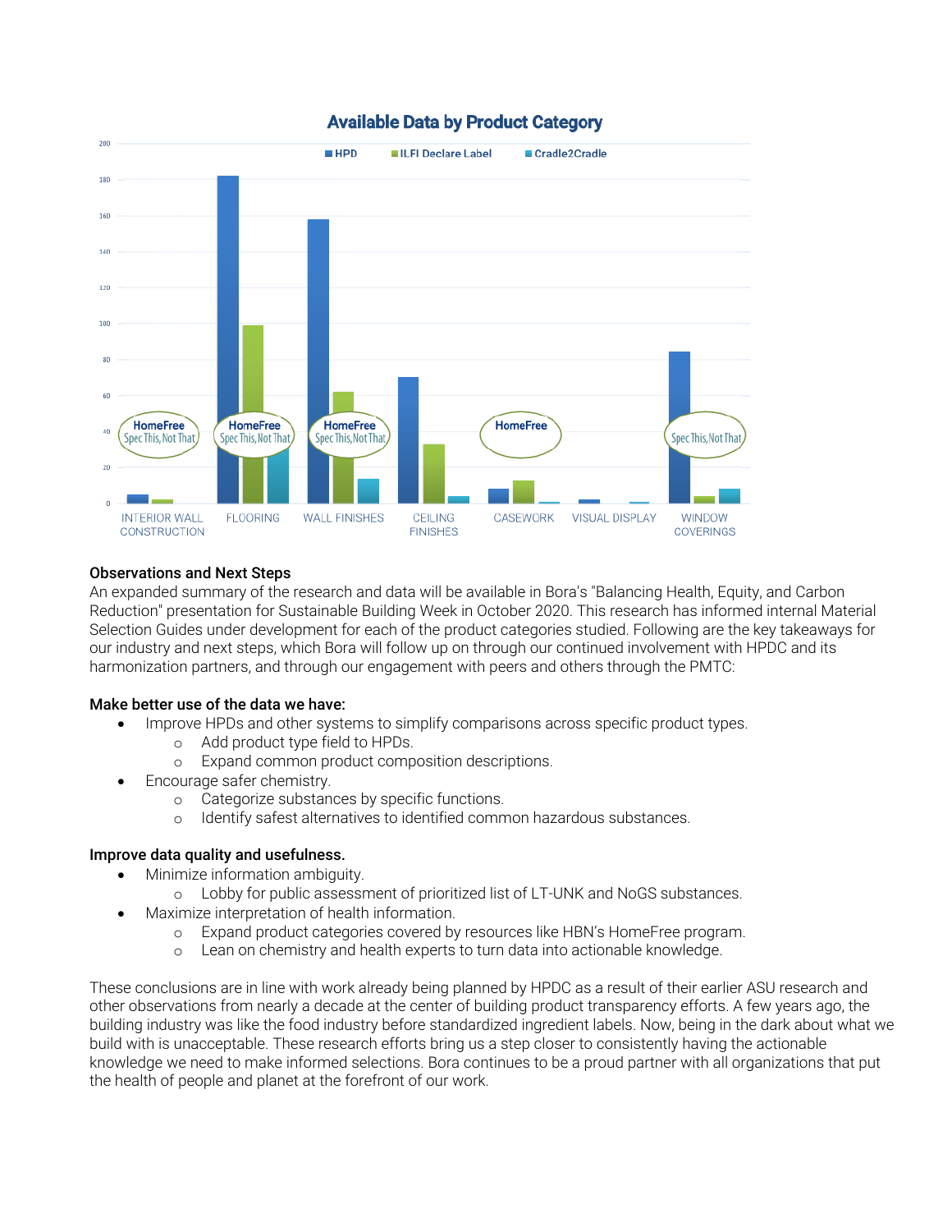Available Data by Product Category

HPD
ILFI Declare Label
Cradle2Cradle

200
180
160
140
120
100
80
60
40
20
0

HomeFree Spec This, Not That
HomeFree Spec This, Not That
HomeFree Spec This, Not That
HomeFree
Spec This, Not That

INTERIOR WALL CONSTRUCTION
FLOORING
WALL FINISHES
CEILING FINISHES
CASEWORK
VISUAL DISPLAY
WINDOW COVERINGS

**Observations and Next Steps**

An expanded summary of the research and data will be available in Bora's "Balancing Health, Equity, and Carbon Reduction" presentation for Sustainable Building Week in October 2020. This research has informed internal Material Selection Guides under development for each of the product categories studied. Following are the key takeaways for our industry and next steps, which Bora will follow up on through our continued involvement with HPDC and its harmonization partners, and through our engagement with peers and others through the PMTC:

**Make better use of the data we have:**

- Improve HPDs and other systems to simplify comparisons across specific product types.
  - Add product type field to HPDs.
  - Expand common product composition descriptions.
- Encourage safer chemistry.
  - Categorize substances by specific functions.
  - Identify safest alternatives to identified common hazardous substances.

**Improve data quality and usefulness.**

- Minimize information ambiguity.
  - Lobby for public assessment of prioritized list of LT-UNK and NoGS substances.
- Maximize interpretation of health information.
  - Expand product categories covered by resources like HBN's HomeFree program.
  - Lean on chemistry and health experts to turn data into actionable knowledge.

These conclusions are in line with work already being planned by HPDC as a result of their earlier ASU research and other observations from nearly a decade at the center of building product transparency efforts. A few years ago, the building industry was like the food industry before standardized ingredient labels. Now, being in the dark about what we build with is unacceptable. These research efforts bring us a step closer to consistently having the actionable knowledge we need to make informed selections. Bora continues to be a proud partner with all organizations that put the health of people and planet at the forefront of our work.